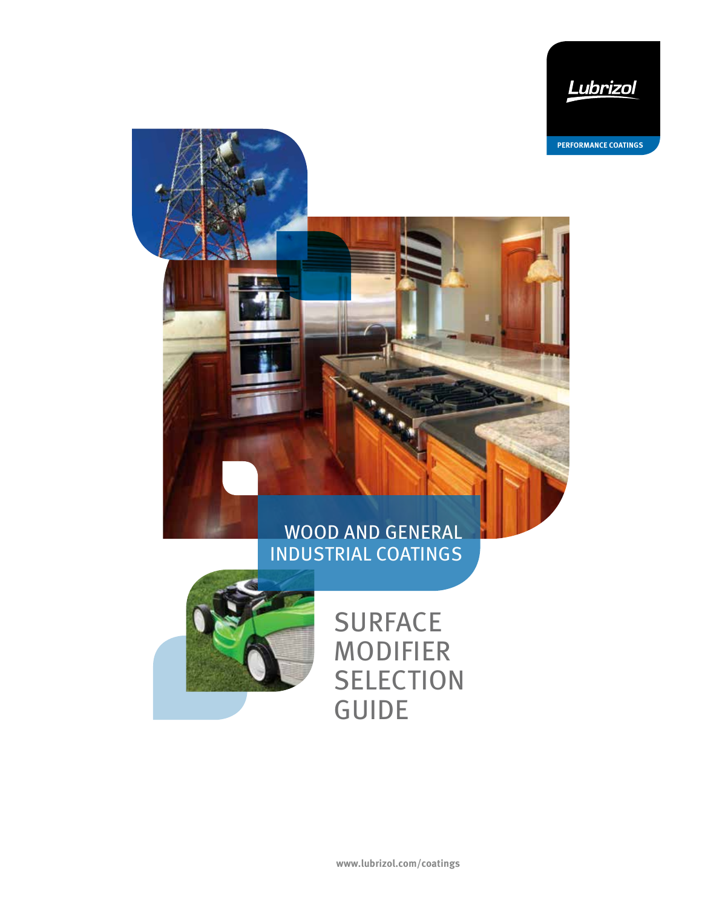Lubrizol

PERFORMANCE COATINGS

## WOOD AND GENERAL INDUSTRIAL COATINGS

# SURFACE MODIFIER SELECTION GUIDE

www.lubrizol.com/coatings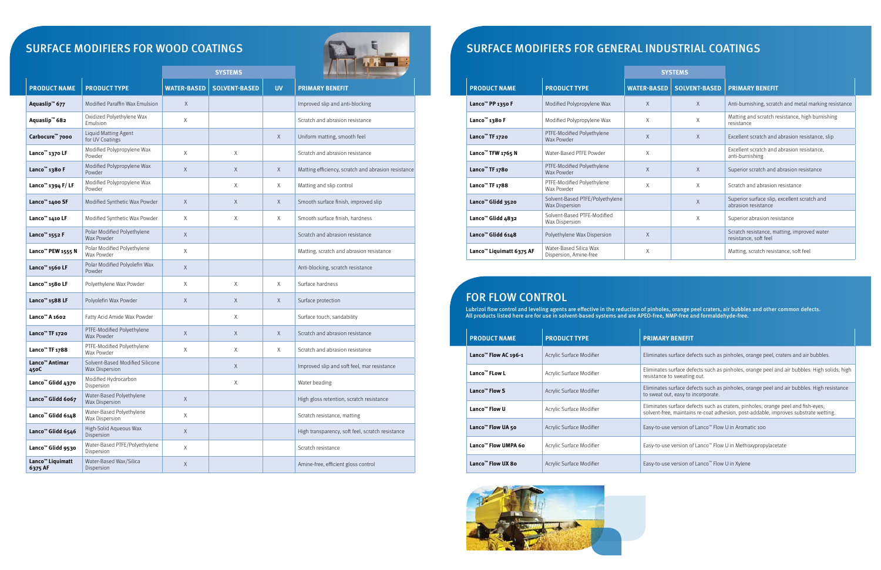## SURFACE MODIFIERS FOR WOOD COATINGS

| PRODUCT NAME | PRODUCT TYPE | SYSTEMS | | | PRIMARY BENEFIT |
|---|---|---|---|---|---|
| | | WATER-BASED | SOLVENT-BASED | UV | |
| **Aquaslip™ 677** | Modified Paraffin Wax Emulsion | X | | | Improved slip and anti-blocking |
| **Aquaslip™ 682** | Oxidized Polyethylene Wax Emulsion | X | | | Scratch and abrasion resistance |
| **Carbocure™ 7000** | Liquid Matting Agent for UV Coatings | | | X | Uniform matting, smooth feel |
| **Lanco™ 1370 LF** | Modified Polypropylene Wax Powder | X | X | | Scratch and abrasion resistance |
| **Lanco™ 1380 F** | Modified Polypropylene Wax Powder | X | X | X | Matting efficiency, scratch and abrasion resistance |
| **Lanco™ 1394 F/ LF** | Modified Polypropylene Wax Powder | | X | X | Matting and slip control |
| **Lanco™ 1400 SF** | Modified Synthetic Wax Powder | X | X | X | Smooth surface finish, improved slip |
| **Lanco™ 1410 LF** | Modified Synthetic Wax Powder | X | X | X | Smooth surface finish, hardness |
| **Lanco™ 1552 F** | Polar Modified Polyethylene Wax Powder | X | | | Scratch and abrasion resistance |
| **Lanco™ PEW 1555 N** | Polar Modified Polyethylene Wax Powder | X | | | Matting, scratch and abrasion resistance |
| **Lanco™ 1560 LF** | Polar Modified Polyolefin Wax Powder | X | | | Anti-blocking, scratch resistance |
| **Lanco™ 1580 LF** | Polyethylene Wax Powder | X | X | X | Surface hardness |
| **Lanco™ 1588 LF** | Polyolefin Wax Powder | X | X | X | Surface protection |
| **Lanco™ A 1602** | Fatty Acid Amide Wax Powder | | X | | Surface touch, sandability |
| **Lanco™ TF 1720** | PTFE-Modified Polyethylene Wax Powder | X | X | X | Scratch and abrasion resistance |
| **Lanco™ TF 1788** | PTFE-Modified Polyethylene Wax Powder | X | X | X | Scratch and abrasion resistance |
| **Lanco™ Antimar 450C** | Solvent-Based Modified Silicone Wax Dispersion | | X | | Improved slip and soft feel, mar resistance |
| **Lanco™ Glidd 4370** | Modified Hydrocarbon Dispersion | | X | | Water beading |
| **Lanco™ Glidd 6067** | Water-Based Polyethylene Wax Dispersion | X | | | High gloss retention, scratch resistance |
| **Lanco™ Glidd 6148** | Water-Based Polyethylene Wax Dispersion | X | | | Scratch resistance, matting |
| **Lanco™ Glidd 6546** | High-Solid Aqueous Wax Dispersion | X | | | High transparency, soft feel, scratch resistance |
| **Lanco™ Glidd 9530** | Water-Based PTFE/Polyethylene Dispersion | X | | | Scratch resistance |
| **Lanco™ Liquimatt 6375 AF** | Water-Based Wax/Silica Dispersion | X | | | Amine-free, efficient gloss control |

## SURFACE MODIFIERS FOR GENERAL INDUSTRIAL COATINGS

| PRODUCT NAME | PRODUCT TYPE | SYSTEMS | | PRIMARY BENEFIT |
|---|---|---|---|---|
| | | WATER-BASED | SOLVENT-BASED | |
| **Lanco™ PP 1350 F** | Modified Polypropylene Wax | X | X | Anti-burnishing, scratch and metal marking resistance |
| **Lanco™ 1380 F** | Modified Polypropylene Wax | X | X | Matting and scratch resistance, high burnishing resistance |
| **Lanco™ TF 1720** | PTFE-Modified Polyethylene Wax Powder | X | X | Excellent scratch and abrasion resistance, slip |
| **Lanco™ TFW 1765 N** | Water-Based PTFE Powder | X | | Excellent scratch and abrasion resistance, anti-burnishing |
| **Lanco™ TF 1780** | PTFE-Modified Polyethylene Wax Powder | X | X | Superior scratch and abrasion resistance |
| **Lanco™ TF 1788** | PTFE-Modified Polyethylene Wax Powder | X | X | Scratch and abrasion resistance |
| **Lanco™ Glidd 3520** | Solvent-Based PTFE/Polyethylene Wax Dispersion | | X | Superior surface slip, excellent scratch and abrasion resistance |
| **Lanco™ Glidd 4832** | Solvent-Based PTFE-Modified Wax Dispersion | | X | Superior abrasion resistance |
| **Lanco™ Glidd 6148** | Polyethylene Wax Dispersion | X | | Scratch resistance, matting, improved water resistance, soft feel |
| **Lanco™ Liquimatt 6375 AF** | Water-Based Silica Wax Dispersion, Amine-free | X | | Matting, scratch resistance, soft feel |

## FOR FLOW CONTROL

**Lubrizol flow control and leveling agents are effective in the reduction of pinholes, orange peel craters, air bubbles and other common defects. All products listed here are for use in solvent-based systems and are APEO-free, NMP-free and formaldehyde-free.**

| PRODUCT NAME | PRODUCT TYPE | PRIMARY BENEFIT |
|---|---|---|
| **Lanco™ Flow AC 196-1** | Acrylic Surface Modifier | Eliminates surface defects such as pinholes, orange peel, craters and air bubbles. |
| **Lanco™ Flow L** | Acrylic Surface Modifier | Eliminates surface defects such as pinholes, orange peel and air bubbles. High solids, high resistance to sweating out. |
| **Lanco™ Flow S** | Acrylic Surface Modifier | Eliminates surface defects such as pinholes, orange peel and air bubbles. High resistance to sweat out, easy to incorporate. |
| **Lanco™ Flow U** | Acrylic Surface Modifier | Eliminates surface defects such as craters, pinholes, orange peel and fish-eyes; solvent-free, maintains re-coat adhesion, post-addable, improves substrate wetting. |
| **Lanco™ Flow UA 50** | Acrylic Surface Modifier | Easy-to-use version of Lanco™ Flow U in Aromatic 100 |
| **Lanco™ Flow UMPA 60** | Acrylic Surface Modifier | Easy-to-use version of Lanco™ Flow U in Methoxypropylacetate |
| **Lanco™ Flow UX 80** | Acrylic Surface Modifier | Easy-to-use version of Lanco™ Flow U in Xylene |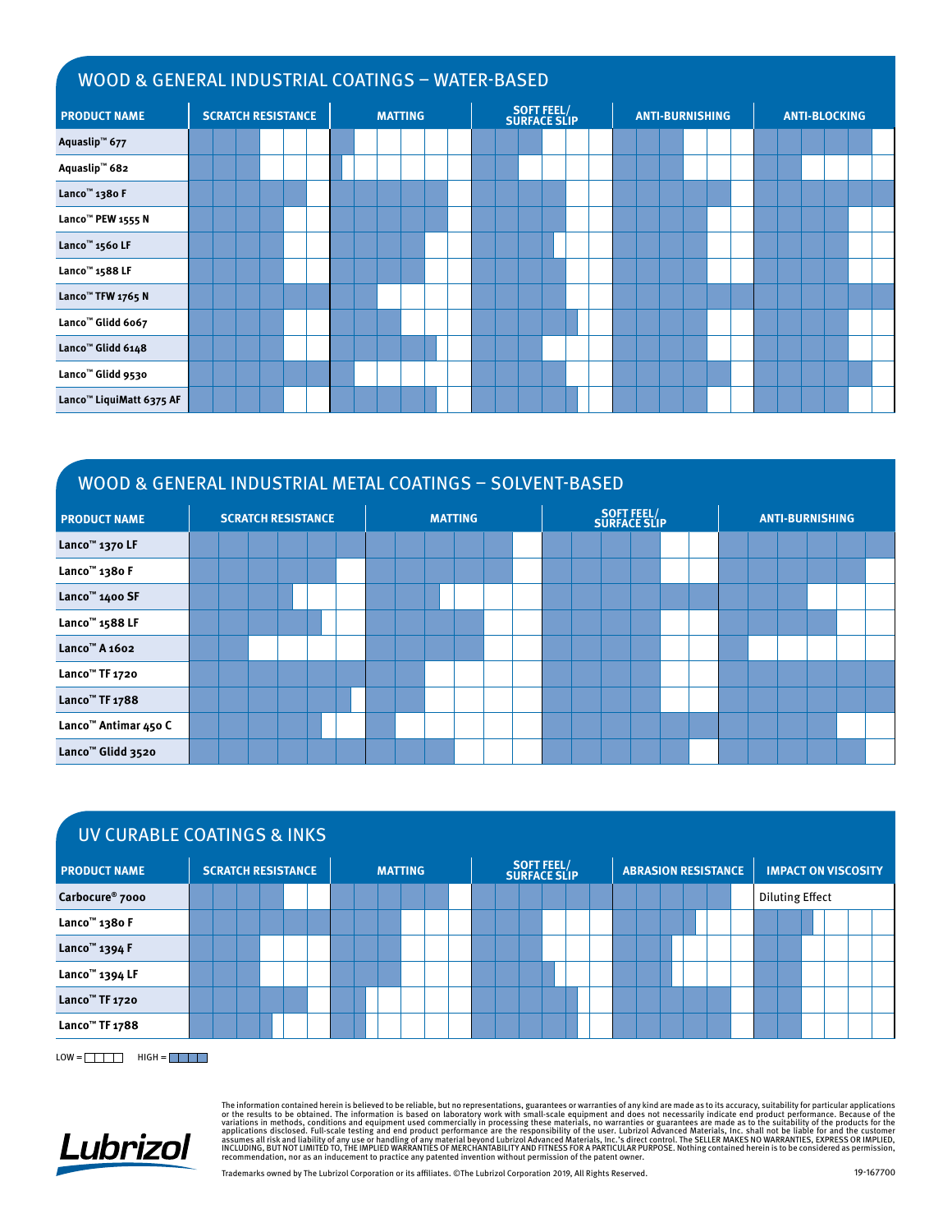## WOOD & GENERAL INDUSTRIAL COATINGS – WATER-BASED

| PRODUCT NAME | SCRATCH RESISTANCE | MATTING | SOFT FEEL/ SURFACE SLIP | ANTI-BURNISHING | ANTI-BLOCKING |
|---|---|---|---|---|---|
| Aquaslip™ 677 | | | | | |
| Aquaslip™ 682 | | | | | |
| Lanco™ 1380 F | | | | | |
| Lanco™ PEW 1555 N | | | | | |
| Lanco™ 1560 LF | | | | | |
| Lanco™ 1588 LF | | | | | |
| Lanco™ TFW 1765 N | | | | | |
| Lanco™ Glidd 6067 | | | | | |
| Lanco™ Glidd 6148 | | | | | |
| Lanco™ Glidd 9530 | | | | | |
| Lanco™ LiquiMatt 6375 AF | | | | | |

## WOOD & GENERAL INDUSTRIAL METAL COATINGS – SOLVENT-BASED

| PRODUCT NAME | SCRATCH RESISTANCE | MATTING | SOFT FEEL/ SURFACE SLIP | ANTI-BURNISHING |
|---|---|---|---|---|
| Lanco™ 1370 LF | | | | |
| Lanco™ 1380 F | | | | |
| Lanco™ 1400 SF | | | | |
| Lanco™ 1588 LF | | | | |
| Lanco™ A 1602 | | | | |
| Lanco™ TF 1720 | | | | |
| Lanco™ TF 1788 | | | | |
| Lanco™ Antimar 450 C | | | | |
| Lanco™ Glidd 3520 | | | | |

## UV CURABLE COATINGS & INKS

| PRODUCT NAME | SCRATCH RESISTANCE | MATTING | SOFT FEEL/ SURFACE SLIP | ABRASION RESISTANCE | IMPACT ON VISCOSITY |
|---|---|---|---|---|---|
| Carbocure® 7000 | | | | | Diluting Effect |
| Lanco™ 1380 F | | | | | |
| Lanco™ 1394 F | | | | | |
| Lanco™ 1394 LF | | | | | |
| Lanco™ TF 1720 | | | | | |
| Lanco™ TF 1788 | | | | | |

LOW = HIGH =

Lubrizol

The information contained herein is believed to be reliable, but no representations, guarantees or warranties of any kind are made as to its accuracy, suitability for particular applications or the results to be obtained. The information is based on laboratory work with small-scale equipment and does not necessarily indicate end product performance. Because of the variations in methods, conditions and equipment used commercially in processing these materials, no warranties or guarantees are made as to the suitability of the products for the applications disclosed. Full-scale testing and end product performance are the responsibility of the user. Lubrizol Advanced Materials, Inc. shall not be liable for and the customer assumes all risk and liability of any use or handling of any material beyond Lubrizol Advanced Materials, Inc.'s direct control. The SELLER MAKES NO WARRANTIES, EXPRESS OR IMPLIED, INCLUDING, BUT NOT LIMITED TO, THE IMPLIED WARRANTIES OF MERCHANTABILITY AND FITNESS FOR A PARTICULAR PURPOSE. Nothing contained herein is to be considered as permission, recommendation, nor as an inducement to practice any patented invention without permission of the patent owner.

Trademarks owned by The Lubrizol Corporation or its affiliates. ©The Lubrizol Corporation 2019, All Rights Reserved.

19-167700